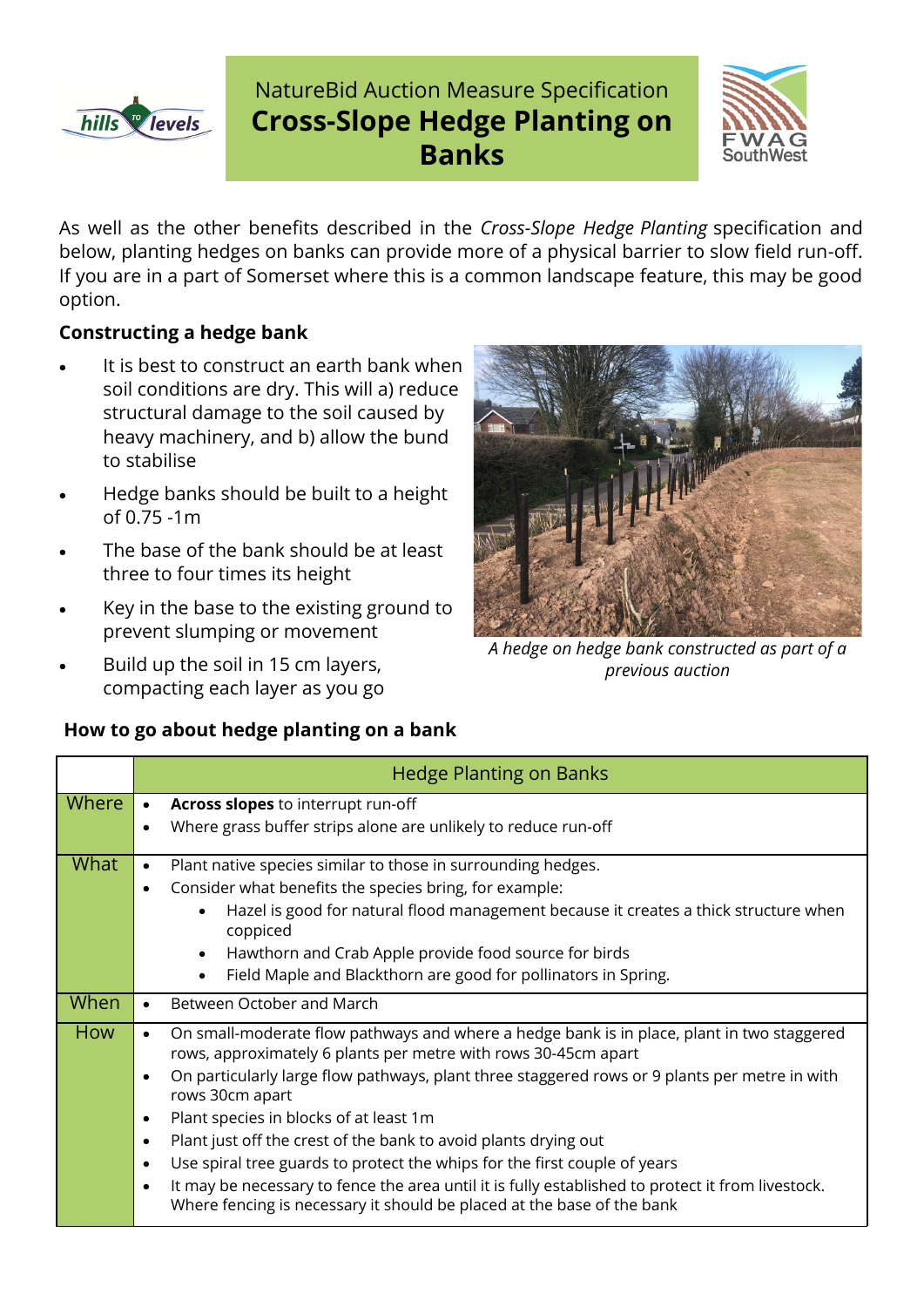NatureBid Auction Measure Specification

# Cross-Slope Hedge Planting on Banks

As well as the other benefits described in the *Cross-Slope Hedge Planting* specification and below, planting hedges on banks can provide more of a physical barrier to slow field run-off. If you are in a part of Somerset where this is a common landscape feature, this may be good option.

### Constructing a hedge bank

- It is best to construct an earth bank when soil conditions are dry. This will a) reduce structural damage to the soil caused by heavy machinery, and b) allow the bund to stabilise
- Hedge banks should be built to a height of 0.75 -1m
- The base of the bank should be at least three to four times its height
- Key in the base to the existing ground to prevent slumping or movement
- Build up the soil in 15 cm layers, compacting each layer as you go

*A hedge on hedge bank constructed as part of a previous auction*

### How to go about hedge planting on a bank

| | Hedge Planting on Banks |
|---|---|
| Where | • **Across slopes** to interrupt run-off<br>• Where grass buffer strips alone are unlikely to reduce run-off |
| What | • Plant native species similar to those in surrounding hedges.<br>• Consider what benefits the species bring, for example:<br>  ◦ Hazel is good for natural flood management because it creates a thick structure when coppiced<br>  ◦ Hawthorn and Crab Apple provide food source for birds<br>  ◦ Field Maple and Blackthorn are good for pollinators in Spring. |
| When | • Between October and March |
| How | • On small-moderate flow pathways and where a hedge bank is in place, plant in two staggered rows, approximately 6 plants per metre with rows 30-45cm apart<br>• On particularly large flow pathways, plant three staggered rows or 9 plants per metre in with rows 30cm apart<br>• Plant species in blocks of at least 1m<br>• Plant just off the crest of the bank to avoid plants drying out<br>• Use spiral tree guards to protect the whips for the first couple of years<br>• It may be necessary to fence the area until it is fully established to protect it from livestock. Where fencing is necessary it should be placed at the base of the bank |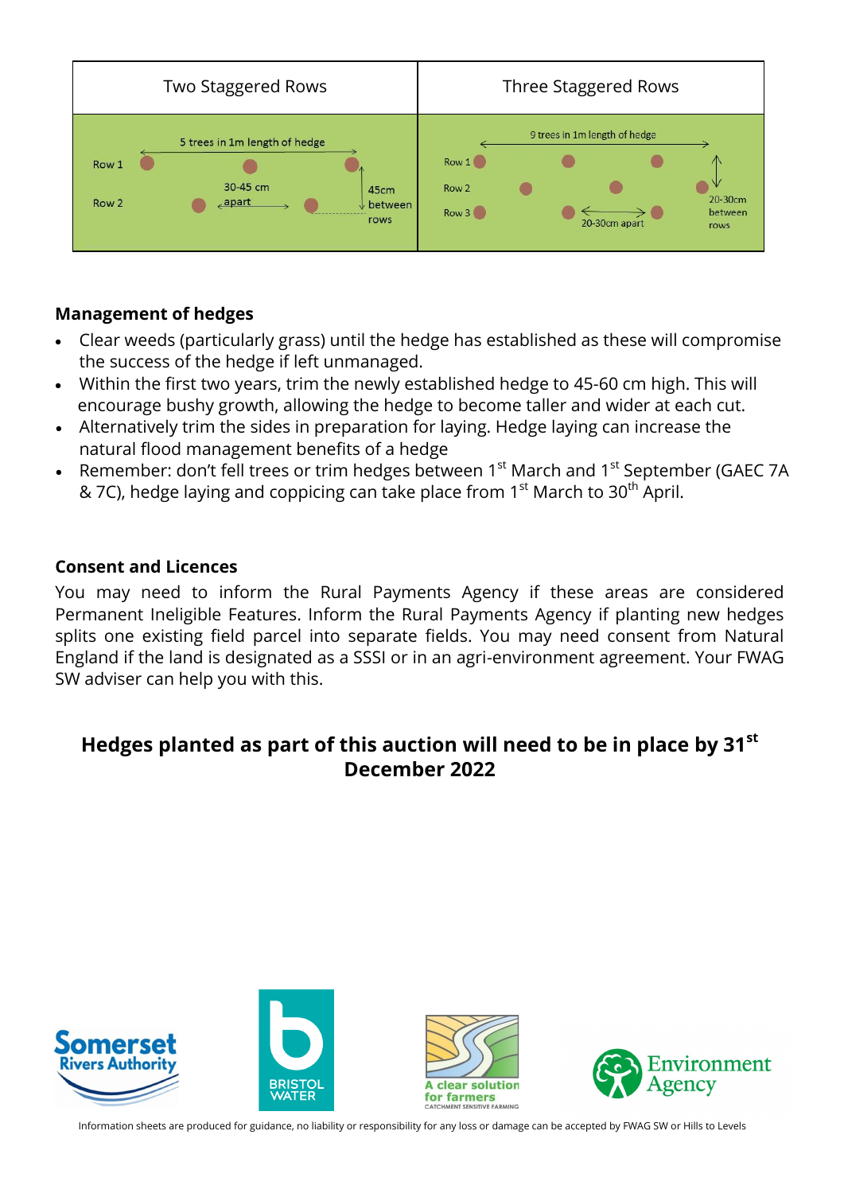| Two Staggered Rows | Three Staggered Rows |
| --- | --- |
| 5 trees in 1m length of hedge<br>Row 1<br>Row 2<br>30-45 cm apart<br>45cm between rows | 9 trees in 1m length of hedge<br>Row 1<br>Row 2<br>Row 3<br>20-30cm apart<br>20-30cm between rows |

**Management of hedges**

- Clear weeds (particularly grass) until the hedge has established as these will compromise the success of the hedge if left unmanaged.
- Within the first two years, trim the newly established hedge to 45-60 cm high. This will encourage bushy growth, allowing the hedge to become taller and wider at each cut.
- Alternatively trim the sides in preparation for laying. Hedge laying can increase the natural flood management benefits of a hedge
- Remember: don't fell trees or trim hedges between 1st March and 1st September (GAEC 7A & 7C), hedge laying and coppicing can take place from 1st March to 30th April.

**Consent and Licences**

You may need to inform the Rural Payments Agency if these areas are considered Permanent Ineligible Features. Inform the Rural Payments Agency if planting new hedges splits one existing field parcel into separate fields. You may need consent from Natural England if the land is designated as a SSSI or in an agri-environment agreement. Your FWAG SW adviser can help you with this.

**Hedges planted as part of this auction will need to be in place by 31st December 2022**

Somerset Rivers Authority

BRISTOL WATER

A clear solution for farmers
CATCHMENT SENSITIVE FARMING

Environment Agency

Information sheets are produced for guidance, no liability or responsibility for any loss or damage can be accepted by FWAG SW or Hills to Levels